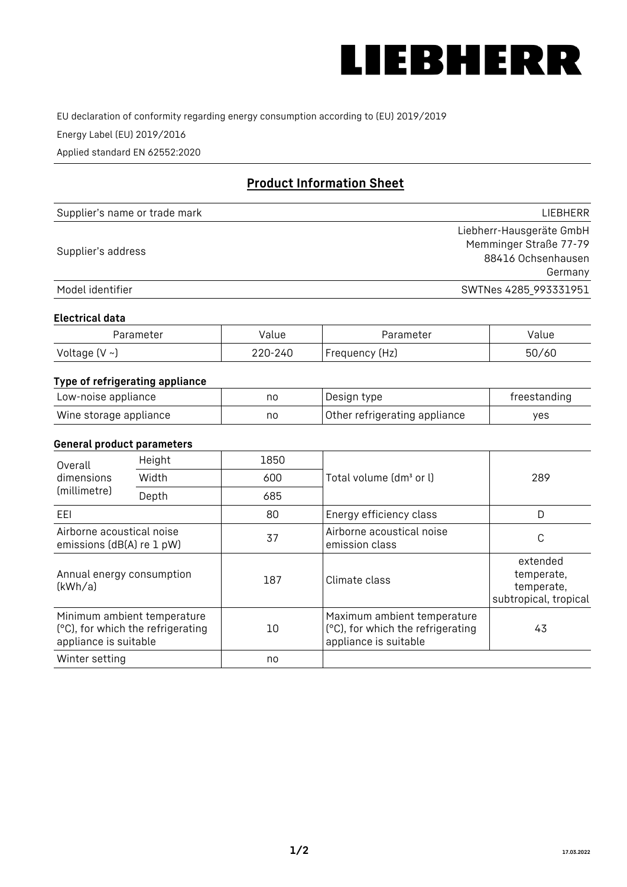LIEBHERR

EU declaration of conformity regarding energy consumption according to (EU) 2019/2019

Energy Label (EU) 2019/2016

Applied standard EN 62552:2020

## Product Information Sheet

| | |
|---|---|
| Supplier's name or trade mark | LIEBHERR |
| Supplier's address | Liebherr-Hausgeräte GmbH<br>Memminger Straße 77-79<br>88416 Ochsenhausen<br>Germany |
| Model identifier | SWTNes 4285_993331951 |

### Electrical data

| Parameter | Value | Parameter | Value |
|---|---|---|---|
| Voltage (V ~) | 220-240 | Frequency (Hz) | 50/60 |

### Type of refrigerating appliance

| | | | |
|---|---|---|---|
| Low-noise appliance | no | Design type | freestanding |
| Wine storage appliance | no | Other refrigerating appliance | yes |

### General product parameters

| | | | | |
|---|---|---|---|---|
| Overall dimensions (millimetre) | Height | 1850 | Total volume (dm³ or l) | 289 |
| | Width | 600 | | |
| | Depth | 685 | | |
| EEI | | 80 | Energy efficiency class | D |
| Airborne acoustical noise emissions (dB(A) re 1 pW) | | 37 | Airborne acoustical noise emission class | C |
| Annual energy consumption (kWh/a) | | 187 | Climate class | extended temperate, temperate, subtropical, tropical |
| Minimum ambient temperature (°C), for which the refrigerating appliance is suitable | | 10 | Maximum ambient temperature (°C), for which the refrigerating appliance is suitable | 43 |
| Winter setting | | no | | |

17.03.2022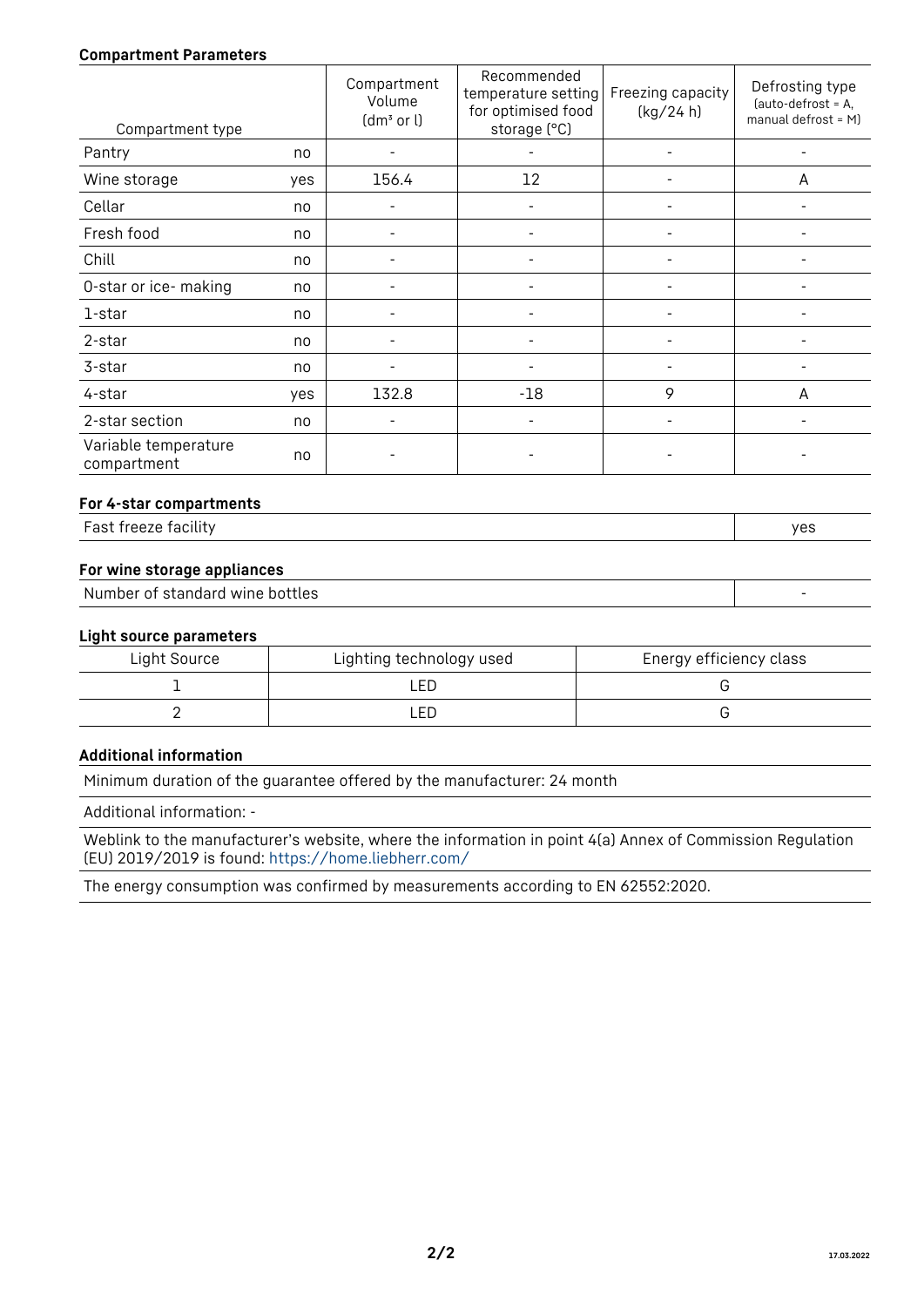**Compartment Parameters**

| Compartment type | | Compartment Volume (dm³ or l) | Recommended temperature setting for optimised food storage (°C) | Freezing capacity (kg/24 h) | Defrosting type (auto-defrost = A, manual defrost = M) |
|---|---|---|---|---|---|
| Pantry | no | - | - | - | - |
| Wine storage | yes | 156.4 | 12 | - | A |
| Cellar | no | - | - | - | - |
| Fresh food | no | - | - | - | - |
| Chill | no | - | - | - | - |
| 0-star or ice- making | no | - | - | - | - |
| 1-star | no | - | - | - | - |
| 2-star | no | - | - | - | - |
| 3-star | no | - | - | - | - |
| 4-star | yes | 132.8 | -18 | 9 | A |
| 2-star section | no | - | - | - | - |
| Variable temperature compartment | no | - | - | - | - |

**For 4-star compartments**

| | |
|---|---|
| Fast freeze facility | yes |

**For wine storage appliances**

| | |
|---|---|
| Number of standard wine bottles | - |

**Light source parameters**

| Light Source | Lighting technology used | Energy efficiency class |
|---|---|---|
| 1 | LED | G |
| 2 | LED | G |

**Additional information**

Minimum duration of the guarantee offered by the manufacturer: 24 month

Additional information: -

Weblink to the manufacturer's website, where the information in point 4(a) Annex of Commission Regulation (EU) 2019/2019 is found: https://home.liebherr.com/

The energy consumption was confirmed by measurements according to EN 62552:2020.

17.03.2022